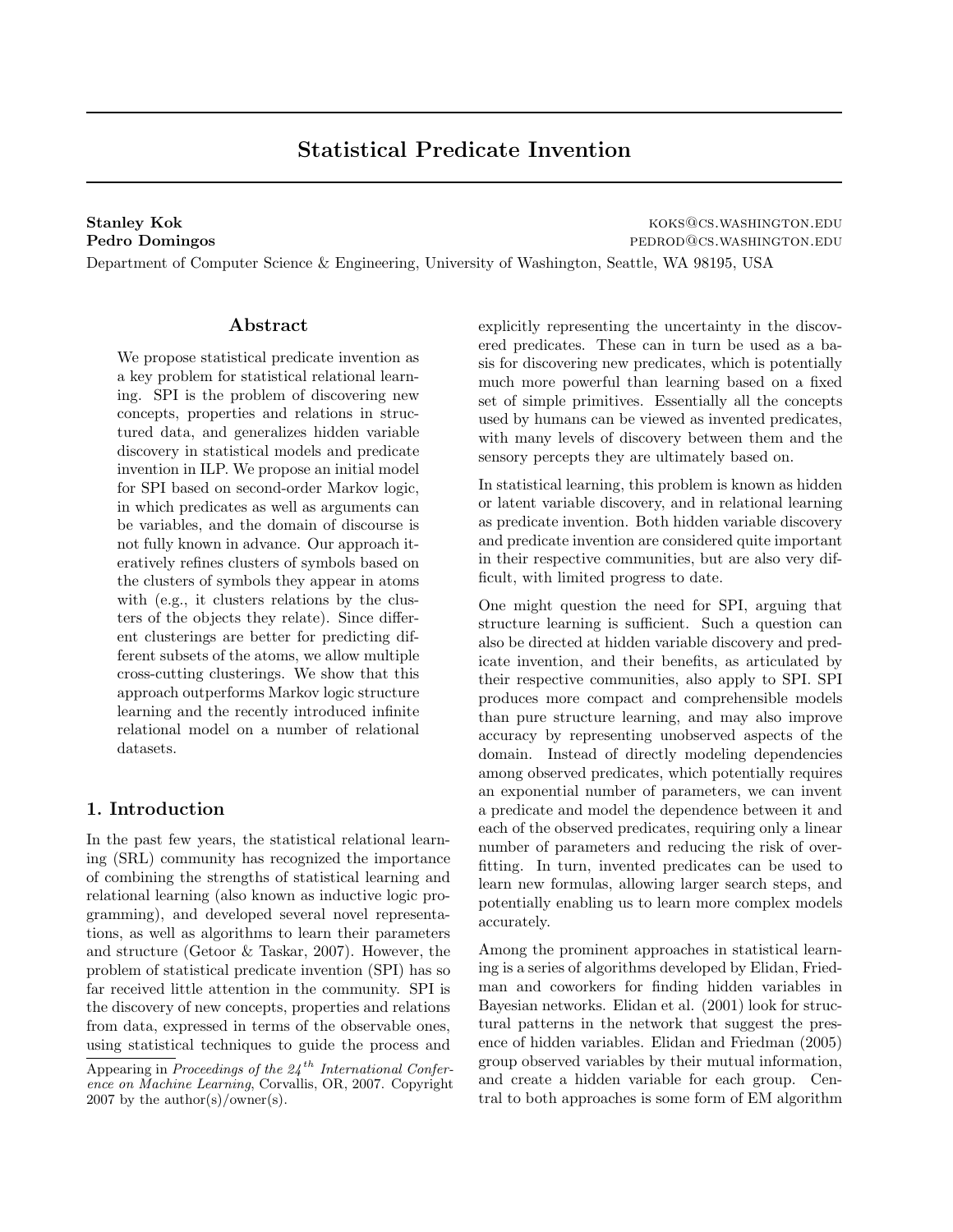# Statistical Predicate Invention

**Stanley Kok** KOKS@CS.WASHINGTON.EDU
**Pedro Domingos** PEDROD@CS.WASHINGTON.EDU
Department of Computer Science & Engineering, University of Washington, Seattle, WA 98195, USA

## Abstract

We propose statistical predicate invention as a key problem for statistical relational learning. SPI is the problem of discovering new concepts, properties and relations in structured data, and generalizes hidden variable discovery in statistical models and predicate invention in ILP. We propose an initial model for SPI based on second-order Markov logic, in which predicates as well as arguments can be variables, and the domain of discourse is not fully known in advance. Our approach iteratively refines clusters of symbols based on the clusters of symbols they appear in atoms with (e.g., it clusters relations by the clusters of the objects they relate). Since different clusterings are better for predicting different subsets of the atoms, we allow multiple cross-cutting clusterings. We show that this approach outperforms Markov logic structure learning and the recently introduced infinite relational model on a number of relational datasets.

## 1. Introduction

In the past few years, the statistical relational learning (SRL) community has recognized the importance of combining the strengths of statistical learning and relational learning (also known as inductive logic programming), and developed several novel representations, as well as algorithms to learn their parameters and structure (Getoor & Taskar, 2007). However, the problem of statistical predicate invention (SPI) has so far received little attention in the community. SPI is the discovery of new concepts, properties and relations from data, expressed in terms of the observable ones, using statistical techniques to guide the process and explicitly representing the uncertainty in the discovered predicates. These can in turn be used as a basis for discovering new predicates, which is potentially much more powerful than learning based on a fixed set of simple primitives. Essentially all the concepts used by humans can be viewed as invented predicates, with many levels of discovery between them and the sensory percepts they are ultimately based on.

In statistical learning, this problem is known as hidden or latent variable discovery, and in relational learning as predicate invention. Both hidden variable discovery and predicate invention are considered quite important in their respective communities, but are also very difficult, with limited progress to date.

One might question the need for SPI, arguing that structure learning is sufficient. Such a question can also be directed at hidden variable discovery and predicate invention, and their benefits, as articulated by their respective communities, also apply to SPI. SPI produces more compact and comprehensible models than pure structure learning, and may also improve accuracy by representing unobserved aspects of the domain. Instead of directly modeling dependencies among observed predicates, which potentially requires an exponential number of parameters, we can invent a predicate and model the dependence between it and each of the observed predicates, requiring only a linear number of parameters and reducing the risk of overfitting. In turn, invented predicates can be used to learn new formulas, allowing larger search steps, and potentially enabling us to learn more complex models accurately.

Among the prominent approaches in statistical learning is a series of algorithms developed by Elidan, Friedman and coworkers for finding hidden variables in Bayesian networks. Elidan et al. (2001) look for structural patterns in the network that suggest the presence of hidden variables. Elidan and Friedman (2005) group observed variables by their mutual information, and create a hidden variable for each group. Central to both approaches is some form of EM algorithm

Appearing in *Proceedings of the 24th International Conference on Machine Learning*, Corvallis, OR, 2007. Copyright 2007 by the author(s)/owner(s).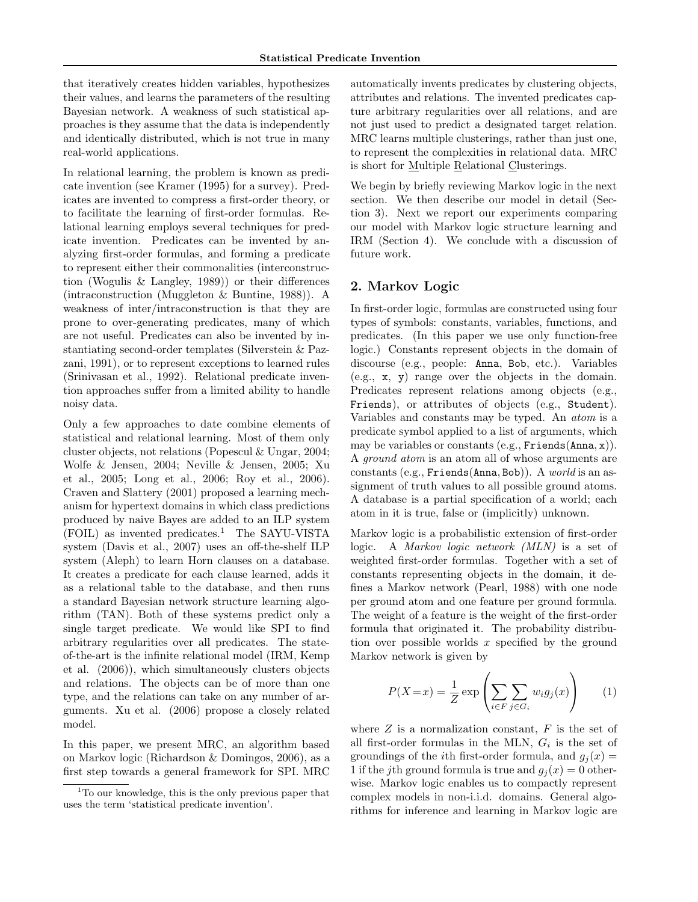that iteratively creates hidden variables, hypothesizes their values, and learns the parameters of the resulting Bayesian network. A weakness of such statistical approaches is they assume that the data is independently and identically distributed, which is not true in many real-world applications.

In relational learning, the problem is known as predicate invention (see Kramer (1995) for a survey). Predicates are invented to compress a first-order theory, or to facilitate the learning of first-order formulas. Relational learning employs several techniques for predicate invention. Predicates can be invented by analyzing first-order formulas, and forming a predicate to represent either their commonalities (interconstruction (Wogulis & Langley, 1989)) or their differences (intraconstruction (Muggleton & Buntine, 1988)). A weakness of inter/intraconstruction is that they are prone to over-generating predicates, many of which are not useful. Predicates can also be invented by instantiating second-order templates (Silverstein & Pazzani, 1991), or to represent exceptions to learned rules (Srinivasan et al., 1992). Relational predicate invention approaches suffer from a limited ability to handle noisy data.

Only a few approaches to date combine elements of statistical and relational learning. Most of them only cluster objects, not relations (Popescul & Ungar, 2004; Wolfe & Jensen, 2004; Neville & Jensen, 2005; Xu et al., 2005; Long et al., 2006; Roy et al., 2006). Craven and Slattery (2001) proposed a learning mechanism for hypertext domains in which class predictions produced by naive Bayes are added to an ILP system (FOIL) as invented predicates.[1] The SAYU-VISTA system (Davis et al., 2007) uses an off-the-shelf ILP system (Aleph) to learn Horn clauses on a database. It creates a predicate for each clause learned, adds it as a relational table to the database, and then runs a standard Bayesian network structure learning algorithm (TAN). Both of these systems predict only a single target predicate. We would like SPI to find arbitrary regularities over all predicates. The state-of-the-art is the infinite relational model (IRM, Kemp et al. (2006)), which simultaneously clusters objects and relations. The objects can be of more than one type, and the relations can take on any number of arguments. Xu et al. (2006) propose a closely related model.

In this paper, we present MRC, an algorithm based on Markov logic (Richardson & Domingos, 2006), as a first step towards a general framework for SPI. MRC automatically invents predicates by clustering objects, attributes and relations. The invented predicates capture arbitrary regularities over all relations, and are not just used to predict a designated target relation. MRC learns multiple clusterings, rather than just one, to represent the complexities in relational data. MRC is short for Multiple Relational Clusterings.

We begin by briefly reviewing Markov logic in the next section. We then describe our model in detail (Section 3). Next we report our experiments comparing our model with Markov logic structure learning and IRM (Section 4). We conclude with a discussion of future work.

## 2. Markov Logic

In first-order logic, formulas are constructed using four types of symbols: constants, variables, functions, and predicates. (In this paper we use only function-free logic.) Constants represent objects in the domain of discourse (e.g., people: `Anna`, `Bob`, etc.). Variables (e.g., `x`, `y`) range over the objects in the domain. Predicates represent relations among objects (e.g., `Friends`), or attributes of objects (e.g., `Student`). Variables and constants may be typed. An *atom* is a predicate symbol applied to a list of arguments, which may be variables or constants (e.g., `Friends(Anna, x)`). A *ground atom* is an atom all of whose arguments are constants (e.g., `Friends(Anna, Bob)`). A *world* is an assignment of truth values to all possible ground atoms. A database is a partial specification of a world; each atom in it is true, false or (implicitly) unknown.

Markov logic is a probabilistic extension of first-order logic. A *Markov logic network (MLN)* is a set of weighted first-order formulas. Together with a set of constants representing objects in the domain, it defines a Markov network (Pearl, 1988) with one node per ground atom and one feature per ground formula. The weight of a feature is the weight of the first-order formula that originated it. The probability distribution over possible worlds $x$ specified by the ground Markov network is given by

$$P(X=x) = \frac{1}{Z} \exp\left(\sum_{i \in F} \sum_{j \in G_i} w_i g_j(x)\right) \qquad (1)$$

where $Z$ is a normalization constant, $F$ is the set of all first-order formulas in the MLN, $G_i$ is the set of groundings of the $i$th first-order formula, and $g_j(x) = 1$ if the $j$th ground formula is true and $g_j(x) = 0$ otherwise. Markov logic enables us to compactly represent complex models in non-i.i.d. domains. General algorithms for inference and learning in Markov logic are

[1] To our knowledge, this is the only previous paper that uses the term 'statistical predicate invention'.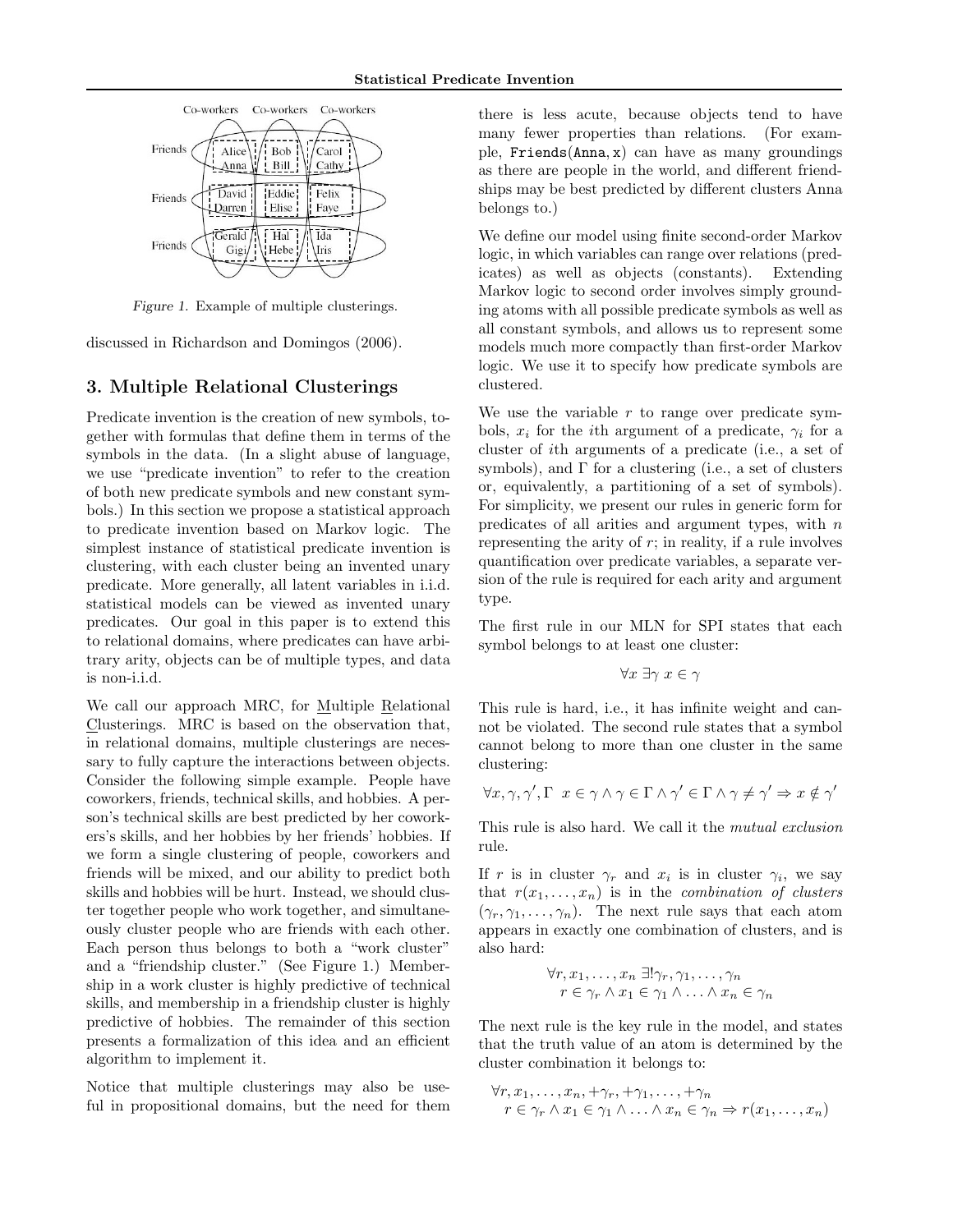Co-workers Co-workers Co-workers

Friends

Friends

Friends

Alice Anna

Bob Bill

Carol Cathy

David Darren

Eddie Elise

Felix Faye

Gerald Gigi

Hal Hebe

Ida Iris

*Figure 1.* Example of multiple clusterings.

discussed in Richardson and Domingos (2006).

## 3. Multiple Relational Clusterings

Predicate invention is the creation of new symbols, together with formulas that define them in terms of the symbols in the data. (In a slight abuse of language, we use "predicate invention" to refer to the creation of both new predicate symbols and new constant symbols.) In this section we propose a statistical approach to predicate invention based on Markov logic. The simplest instance of statistical predicate invention is clustering, with each cluster being an invented unary predicate. More generally, all latent variables in i.i.d. statistical models can be viewed as invented unary predicates. Our goal in this paper is to extend this to relational domains, where predicates can have arbitrary arity, objects can be of multiple types, and data is non-i.i.d.

We call our approach MRC, for Multiple Relational Clusterings. MRC is based on the observation that, in relational domains, multiple clusterings are necessary to fully capture the interactions between objects. Consider the following simple example. People have coworkers, friends, technical skills, and hobbies. A person's technical skills are best predicted by her coworkers's skills, and her hobbies by her friends' hobbies. If we form a single clustering of people, coworkers and friends will be mixed, and our ability to predict both skills and hobbies will be hurt. Instead, we should cluster together people who work together, and simultaneously cluster people who are friends with each other. Each person thus belongs to both a "work cluster" and a "friendship cluster." (See Figure 1.) Membership in a work cluster is highly predictive of technical skills, and membership in a friendship cluster is highly predictive of hobbies. The remainder of this section presents a formalization of this idea and an efficient algorithm to implement it.

Notice that multiple clusterings may also be useful in propositional domains, but the need for them there is less acute, because objects tend to have many fewer properties than relations. (For example, `Friends(Anna,x)` can have as many groundings as there are people in the world, and different friendships may be best predicted by different clusters Anna belongs to.)

We define our model using finite second-order Markov logic, in which variables can range over relations (predicates) as well as objects (constants). Extending Markov logic to second order involves simply grounding atoms with all possible predicate symbols as well as all constant symbols, and allows us to represent some models much more compactly than first-order Markov logic. We use it to specify how predicate symbols are clustered.

We use the variable $r$ to range over predicate symbols, $x_i$ for the $i$th argument of a predicate, $\gamma_i$ for a cluster of $i$th arguments of a predicate (i.e., a set of symbols), and $\Gamma$ for a clustering (i.e., a set of clusters or, equivalently, a partitioning of a set of symbols). For simplicity, we present our rules in generic form for predicates of all arities and argument types, with $n$ representing the arity of $r$; in reality, if a rule involves quantification over predicate variables, a separate version of the rule is required for each arity and argument type.

The first rule in our MLN for SPI states that each symbol belongs to at least one cluster:

$$\forall x \; \exists \gamma \; x \in \gamma$$

This rule is hard, i.e., it has infinite weight and cannot be violated. The second rule states that a symbol cannot belong to more than one cluster in the same clustering:

$$\forall x, \gamma, \gamma', \Gamma \;\; x \in \gamma \wedge \gamma \in \Gamma \wedge \gamma' \in \Gamma \wedge \gamma \neq \gamma' \Rightarrow x \notin \gamma'$$

This rule is also hard. We call it the *mutual exclusion* rule.

If $r$ is in cluster $\gamma_r$ and $x_i$ is in cluster $\gamma_i$, we say that $r(x_1, \ldots, x_n)$ is in the *combination of clusters* $(\gamma_r, \gamma_1, \ldots, \gamma_n)$. The next rule says that each atom appears in exactly one combination of clusters, and is also hard:

$$\forall r, x_1, \ldots, x_n \; \exists! \gamma_r, \gamma_1, \ldots, \gamma_n \\ r \in \gamma_r \wedge x_1 \in \gamma_1 \wedge \ldots \wedge x_n \in \gamma_n$$

The next rule is the key rule in the model, and states that the truth value of an atom is determined by the cluster combination it belongs to:

$$\forall r, x_1, \ldots, x_n, +\gamma_r, +\gamma_1, \ldots, +\gamma_n \\ r \in \gamma_r \wedge x_1 \in \gamma_1 \wedge \ldots \wedge x_n \in \gamma_n \Rightarrow r(x_1, \ldots, x_n)$$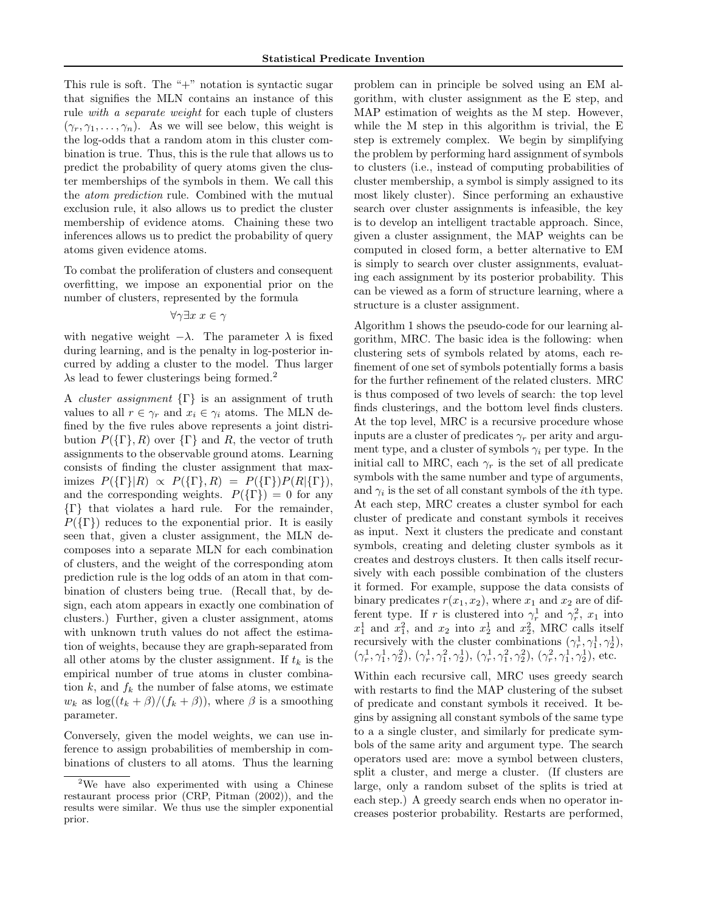This rule is soft. The "+" notation is syntactic sugar that signifies the MLN contains an instance of this rule *with a separate weight* for each tuple of clusters $(\gamma_r, \gamma_1, \ldots, \gamma_n)$. As we will see below, this weight is the log-odds that a random atom in this cluster combination is true. Thus, this is the rule that allows us to predict the probability of query atoms given the cluster memberships of the symbols in them. We call this the *atom prediction* rule. Combined with the mutual exclusion rule, it also allows us to predict the cluster membership of evidence atoms. Chaining these two inferences allows us to predict the probability of query atoms given evidence atoms.

To combat the proliferation of clusters and consequent overfitting, we impose an exponential prior on the number of clusters, represented by the formula

$$\forall \gamma \exists x \; x \in \gamma$$

with negative weight $-\lambda$. The parameter $\lambda$ is fixed during learning, and is the penalty in log-posterior incurred by adding a cluster to the model. Thus larger $\lambda$s lead to fewer clusterings being formed.[2]

A *cluster assignment* $\{\Gamma\}$ is an assignment of truth values to all $r \in \gamma_r$ and $x_i \in \gamma_i$ atoms. The MLN defined by the five rules above represents a joint distribution $P(\{\Gamma\}, R)$ over $\{\Gamma\}$ and $R$, the vector of truth assignments to the observable ground atoms. Learning consists of finding the cluster assignment that maximizes $P(\{\Gamma\}|R) \propto P(\{\Gamma\}, R) = P(\{\Gamma\})P(R|\{\Gamma\})$, and the corresponding weights. $P(\{\Gamma\}) = 0$ for any $\{\Gamma\}$ that violates a hard rule. For the remainder, $P(\{\Gamma\})$ reduces to the exponential prior. It is easily seen that, given a cluster assignment, the MLN decomposes into a separate MLN for each combination of clusters, and the weight of the corresponding atom prediction rule is the log odds of an atom in that combination of clusters being true. (Recall that, by design, each atom appears in exactly one combination of clusters.) Further, given a cluster assignment, atoms with unknown truth values do not affect the estimation of weights, because they are graph-separated from all other atoms by the cluster assignment. If $t_k$ is the empirical number of true atoms in cluster combination $k$, and $f_k$ the number of false atoms, we estimate $w_k$ as $\log((t_k + \beta)/(f_k + \beta))$, where $\beta$ is a smoothing parameter.

Conversely, given the model weights, we can use inference to assign probabilities of membership in combinations of clusters to all atoms. Thus the learning problem can in principle be solved using an EM algorithm, with cluster assignment as the E step, and MAP estimation of weights as the M step. However, while the M step in this algorithm is trivial, the E step is extremely complex. We begin by simplifying the problem by performing hard assignment of symbols to clusters (i.e., instead of computing probabilities of cluster membership, a symbol is simply assigned to its most likely cluster). Since performing an exhaustive search over cluster assignments is infeasible, the key is to develop an intelligent tractable approach. Since, given a cluster assignment, the MAP weights can be computed in closed form, a better alternative to EM is simply to search over cluster assignments, evaluating each assignment by its posterior probability. This can be viewed as a form of structure learning, where a structure is a cluster assignment.

Algorithm 1 shows the pseudo-code for our learning algorithm, MRC. The basic idea is the following: when clustering sets of symbols related by atoms, each refinement of one set of symbols potentially forms a basis for the further refinement of the related clusters. MRC is thus composed of two levels of search: the top level finds clusterings, and the bottom level finds clusters. At the top level, MRC is a recursive procedure whose inputs are a cluster of predicates $\gamma_r$ per arity and argument type, and a cluster of symbols $\gamma_i$ per type. In the initial call to MRC, each $\gamma_r$ is the set of all predicate symbols with the same number and type of arguments, and $\gamma_i$ is the set of all constant symbols of the $i$th type. At each step, MRC creates a cluster symbol for each cluster of predicate and constant symbols it receives as input. Next it clusters the predicate and constant symbols, creating and deleting cluster symbols as it creates and destroys clusters. It then calls itself recursively with each possible combination of the clusters it formed. For example, suppose the data consists of binary predicates $r(x_1, x_2)$, where $x_1$ and $x_2$ are of different type. If $r$ is clustered into $\gamma_r^1$ and $\gamma_r^2$, $x_1$ into $x_1^1$ and $x_1^2$, and $x_2$ into $x_2^1$ and $x_2^2$, MRC calls itself recursively with the cluster combinations $(\gamma_r^1, \gamma_1^1, \gamma_2^1)$, $(\gamma_r^1, \gamma_1^1, \gamma_2^2)$, $(\gamma_r^1, \gamma_1^2, \gamma_2^1)$, $(\gamma_r^1, \gamma_1^2, \gamma_2^2)$, $(\gamma_r^2, \gamma_1^1, \gamma_2^1)$, etc.

Within each recursive call, MRC uses greedy search with restarts to find the MAP clustering of the subset of predicate and constant symbols it received. It begins by assigning all constant symbols of the same type to a a single cluster, and similarly for predicate symbols of the same arity and argument type. The search operators used are: move a symbol between clusters, split a cluster, and merge a cluster. (If clusters are large, only a random subset of the splits is tried at each step.) A greedy search ends when no operator increases posterior probability. Restarts are performed,

[2] We have also experimented with using a Chinese restaurant process prior (CRP, Pitman (2002)), and the results were similar. We thus use the simpler exponential prior.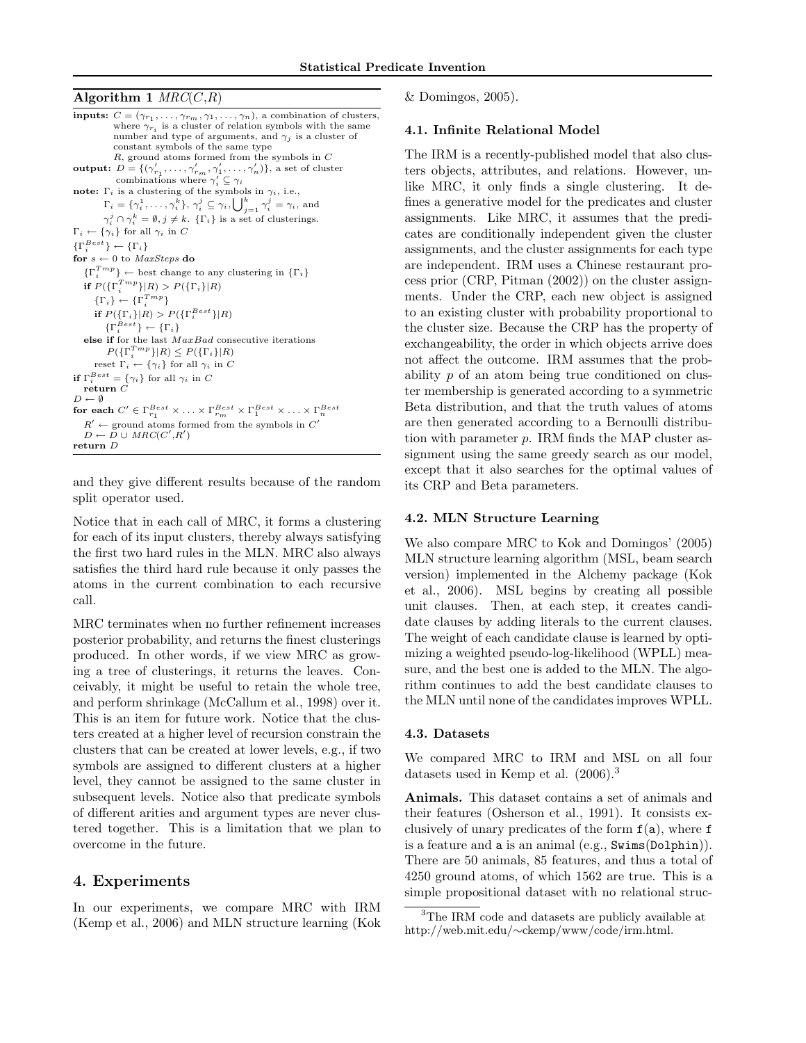**Algorithm 1** $MRC(C,R)$

**inputs:** $C = (\gamma_{r_1}, \ldots, \gamma_{r_m}, \gamma_1, \ldots, \gamma_n)$, a combination of clusters, where $\gamma_{r_i}$ is a cluster of relation symbols with the same number and type of arguments, and $\gamma_j$ is a cluster of constant symbols of the same type
$R$, ground atoms formed from the symbols in $C$
**output:** $D = \{(\gamma'_{r_1}, \ldots, \gamma'_{r_m}, \gamma'_1, \ldots, \gamma'_n)\}$, a set of cluster combinations where $\gamma'_i \subseteq \gamma_i$
**note:** $\Gamma_i$ is a clustering of the symbols in $\gamma_i$, i.e., $\Gamma_i = \{\gamma_i^1, \ldots, \gamma_i^k\}$, $\gamma_i^j \subseteq \gamma_i, \bigcup_{j=1}^{k} \gamma_i^j = \gamma_i$, and $\gamma_i^j \cap \gamma_i^k = \emptyset, j \neq k$. $\{\Gamma_i\}$ is a set of clusterings.

```
Γ_i ← {γ_i} for all γ_i in C
{Γ_i^Best} ← {Γ_i}
for s ← 0 to MaxSteps do
  {Γ_i^Tmp} ← best change to any clustering in {Γ_i}
  if P({Γ_i^Tmp}|R) > P({Γ_i}|R)
    {Γ_i} ← {Γ_i^Tmp}
    if P({Γ_i}|R) > P({Γ_i^Best}|R)
      {Γ_i^Best} ← {Γ_i}
  else if for the last MaxBad consecutive iterations
      P({Γ_i^Tmp}|R) ≤ P({Γ_i}|R)
    reset Γ_i ← {γ_i} for all γ_i in C
if Γ_i^Best = {γ_i} for all γ_i in C
  return C
D ← ∅
for each C' ∈ Γ_{r_1}^Best × ... × Γ_{r_m}^Best × Γ_1^Best × ... × Γ_n^Best
  R' ← ground atoms formed from the symbols in C'
  D ← D ∪ MRC(C',R')
return D
```

and they give different results because of the random split operator used.

Notice that in each call of MRC, it forms a clustering for each of its input clusters, thereby always satisfying the first two hard rules in the MLN. MRC also always satisfies the third hard rule because it only passes the atoms in the current combination to each recursive call.

MRC terminates when no further refinement increases posterior probability, and returns the finest clusterings produced. In other words, if we view MRC as growing a tree of clusterings, it returns the leaves. Conceivably, it might be useful to retain the whole tree, and perform shrinkage (McCallum et al., 1998) over it. This is an item for future work. Notice that the clusters created at a higher level of recursion constrain the clusters that can be created at lower levels, e.g., if two symbols are assigned to different clusters at a higher level, they cannot be assigned to the same cluster in subsequent levels. Notice also that predicate symbols of different arities and argument types are never clustered together. This is a limitation that we plan to overcome in the future.

## 4. Experiments

In our experiments, we compare MRC with IRM (Kemp et al., 2006) and MLN structure learning (Kok & Domingos, 2005).

### 4.1. Infinite Relational Model

The IRM is a recently-published model that also clusters objects, attributes, and relations. However, unlike MRC, it only finds a single clustering. It defines a generative model for the predicates and cluster assignments. Like MRC, it assumes that the predicates are conditionally independent given the cluster assignments, and the cluster assignments for each type are independent. IRM uses a Chinese restaurant process prior (CRP, Pitman (2002)) on the cluster assignments. Under the CRP, each new object is assigned to an existing cluster with probability proportional to the cluster size. Because the CRP has the property of exchangeability, the order in which objects arrive does not affect the outcome. IRM assumes that the probability $p$ of an atom being true conditioned on cluster membership is generated according to a symmetric Beta distribution, and that the truth values of atoms are then generated according to a Bernoulli distribution with parameter $p$. IRM finds the MAP cluster assignment using the same greedy search as our model, except that it also searches for the optimal values of its CRP and Beta parameters.

### 4.2. MLN Structure Learning

We also compare MRC to Kok and Domingos' (2005) MLN structure learning algorithm (MSL, beam search version) implemented in the Alchemy package (Kok et al., 2006). MSL begins by creating all possible unit clauses. Then, at each step, it creates candidate clauses by adding literals to the current clauses. The weight of each candidate clause is learned by optimizing a weighted pseudo-log-likelihood (WPLL) measure, and the best one is added to the MLN. The algorithm continues to add the best candidate clauses to the MLN until none of the candidates improves WPLL.

### 4.3. Datasets

We compared MRC to IRM and MSL on all four datasets used in Kemp et al. (2006).[3]

**Animals.** This dataset contains a set of animals and their features (Osherson et al., 1991). It consists exclusively of unary predicates of the form `f(a)`, where `f` is a feature and `a` is an animal (e.g., `Swims(Dolphin)`). There are 50 animals, 85 features, and thus a total of 4250 ground atoms, of which 1562 are true. This is a simple propositional dataset with no relational struc-

[3]The IRM code and datasets are publicly available at http://web.mit.edu/∼ckemp/www/code/irm.html.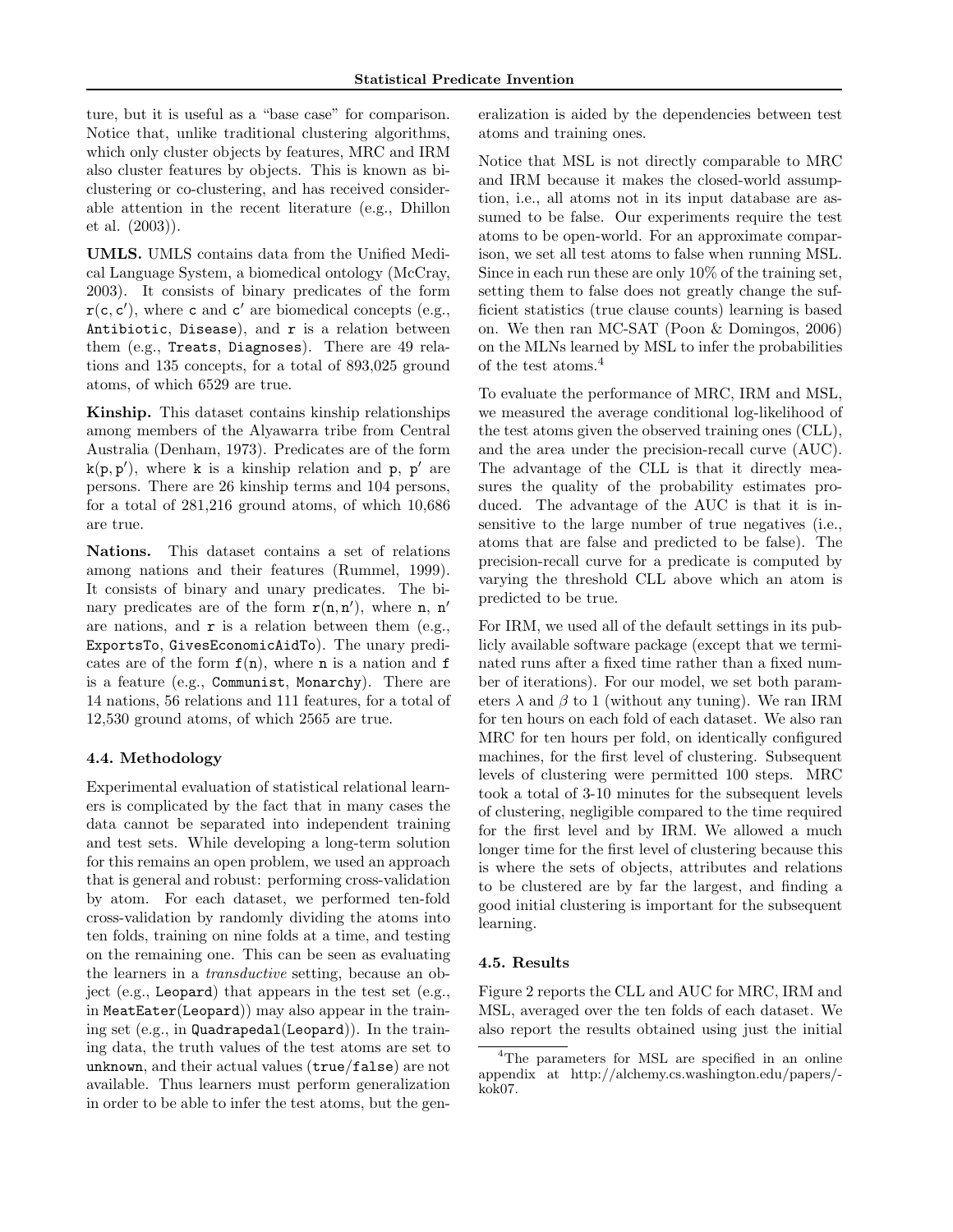ture, but it is useful as a "base case" for comparison. Notice that, unlike traditional clustering algorithms, which only cluster objects by features, MRC and IRM also cluster features by objects. This is known as biclustering or co-clustering, and has received considerable attention in the recent literature (e.g., Dhillon et al. (2003)).

**UMLS.** UMLS contains data from the Unified Medical Language System, a biomedical ontology (McCray, 2003). It consists of binary predicates of the form $\mathtt{r}(\mathtt{c}, \mathtt{c}')$, where c and $\mathtt{c}'$ are biomedical concepts (e.g., Antibiotic, Disease), and r is a relation between them (e.g., Treats, Diagnoses). There are 49 relations and 135 concepts, for a total of 893,025 ground atoms, of which 6529 are true.

**Kinship.** This dataset contains kinship relationships among members of the Alyawarra tribe from Central Australia (Denham, 1973). Predicates are of the form $\mathtt{k}(\mathtt{p}, \mathtt{p}')$, where k is a kinship relation and p, $\mathtt{p}'$ are persons. There are 26 kinship terms and 104 persons, for a total of 281,216 ground atoms, of which 10,686 are true.

**Nations.** This dataset contains a set of relations among nations and their features (Rummel, 1999). It consists of binary and unary predicates. The binary predicates are of the form $\mathtt{r}(\mathtt{n}, \mathtt{n}')$, where n, $\mathtt{n}'$ are nations, and r is a relation between them (e.g., ExportsTo, GivesEconomicAidTo). The unary predicates are of the form $\mathtt{f}(\mathtt{n})$, where n is a nation and f is a feature (e.g., Communist, Monarchy). There are 14 nations, 56 relations and 111 features, for a total of 12,530 ground atoms, of which 2565 are true.

### 4.4. Methodology

Experimental evaluation of statistical relational learners is complicated by the fact that in many cases the data cannot be separated into independent training and test sets. While developing a long-term solution for this remains an open problem, we used an approach that is general and robust: performing cross-validation by atom. For each dataset, we performed ten-fold cross-validation by randomly dividing the atoms into ten folds, training on nine folds at a time, and testing on the remaining one. This can be seen as evaluating the learners in a *transductive* setting, because an object (e.g., Leopard) that appears in the test set (e.g., in MeatEater(Leopard)) may also appear in the training set (e.g., in Quadrapedal(Leopard)). In the training data, the truth values of the test atoms are set to unknown, and their actual values (true/false) are not available. Thus learners must perform generalization in order to be able to infer the test atoms, but the generalization is aided by the dependencies between test atoms and training ones.

Notice that MSL is not directly comparable to MRC and IRM because it makes the closed-world assumption, i.e., all atoms not in its input database are assumed to be false. Our experiments require the test atoms to be open-world. For an approximate comparison, we set all test atoms to false when running MSL. Since in each run these are only 10% of the training set, setting them to false does not greatly change the sufficient statistics (true clause counts) learning is based on. We then ran MC-SAT (Poon & Domingos, 2006) on the MLNs learned by MSL to infer the probabilities of the test atoms.[4]

To evaluate the performance of MRC, IRM and MSL, we measured the average conditional log-likelihood of the test atoms given the observed training ones (CLL), and the area under the precision-recall curve (AUC). The advantage of the CLL is that it directly measures the quality of the probability estimates produced. The advantage of the AUC is that it is insensitive to the large number of true negatives (i.e., atoms that are false and predicted to be false). The precision-recall curve for a predicate is computed by varying the threshold CLL above which an atom is predicted to be true.

For IRM, we used all of the default settings in its publicly available software package (except that we terminated runs after a fixed time rather than a fixed number of iterations). For our model, we set both parameters $\lambda$ and $\beta$ to 1 (without any tuning). We ran IRM for ten hours on each fold of each dataset. We also ran MRC for ten hours per fold, on identically configured machines, for the first level of clustering. Subsequent levels of clustering were permitted 100 steps. MRC took a total of 3-10 minutes for the subsequent levels of clustering, negligible compared to the time required for the first level and by IRM. We allowed a much longer time for the first level of clustering because this is where the sets of objects, attributes and relations to be clustered are by far the largest, and finding a good initial clustering is important for the subsequent learning.

### 4.5. Results

Figure 2 reports the CLL and AUC for MRC, IRM and MSL, averaged over the ten folds of each dataset. We also report the results obtained using just the initial

[4]The parameters for MSL are specified in an online appendix at http://alchemy.cs.washington.edu/papers/kok07.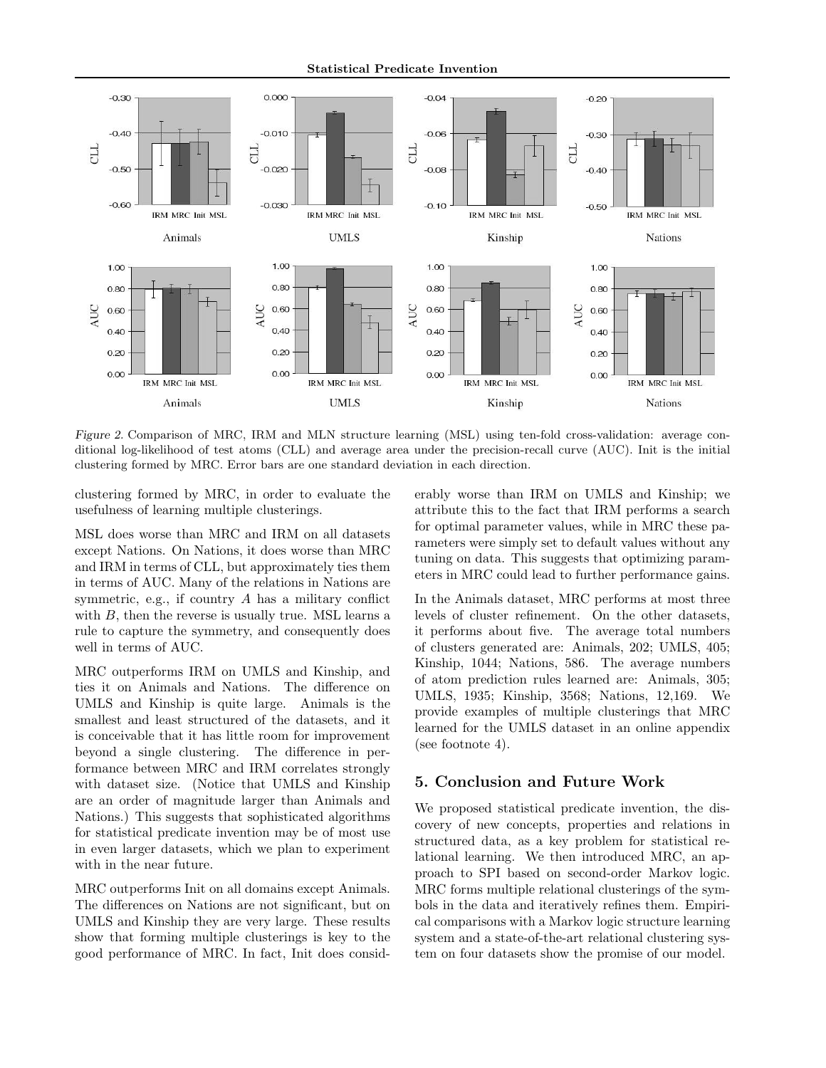-0.30
-0.40
-0.50
-0.60
CLL
IRM MRC Init MSL
Animals

0.000
-0.010
-0.020
-0.030
CLL
IRM MRC Init MSL
UMLS

-0.04
-0.06
-0.08
-0.10
CLL
IRM MRC Init MSL
Kinship

-0.20
-0.30
-0.40
-0.50
CLL
IRM MRC Init MSL
Nations

1.00
0.80
0.60
0.40
0.20
0.00
AUC
IRM MRC Init MSL
Animals

1.00
0.80
0.60
0.40
0.20
0.00
AUC
IRM MRC Init MSL
UMLS

1.00
0.80
0.60
0.40
0.20
0.00
AUC
IRM MRC Init MSL
Kinship

1.00
0.80
0.60
0.40
0.20
0.00
AUC
IRM MRC Init MSL
Nations

*Figure 2.* Comparison of MRC, IRM and MLN structure learning (MSL) using ten-fold cross-validation: average conditional log-likelihood of test atoms (CLL) and average area under the precision-recall curve (AUC). Init is the initial clustering formed by MRC. Error bars are one standard deviation in each direction.

clustering formed by MRC, in order to evaluate the usefulness of learning multiple clusterings.

MSL does worse than MRC and IRM on all datasets except Nations. On Nations, it does worse than MRC and IRM in terms of CLL, but approximately ties them in terms of AUC. Many of the relations in Nations are symmetric, e.g., if country $A$ has a military conflict with $B$, then the reverse is usually true. MSL learns a rule to capture the symmetry, and consequently does well in terms of AUC.

MRC outperforms IRM on UMLS and Kinship, and ties it on Animals and Nations. The difference on UMLS and Kinship is quite large. Animals is the smallest and least structured of the datasets, and it is conceivable that it has little room for improvement beyond a single clustering. The difference in performance between MRC and IRM correlates strongly with dataset size. (Notice that UMLS and Kinship are an order of magnitude larger than Animals and Nations.) This suggests that sophisticated algorithms for statistical predicate invention may be of most use in even larger datasets, which we plan to experiment with in the near future.

MRC outperforms Init on all domains except Animals. The differences on Nations are not significant, but on UMLS and Kinship they are very large. These results show that forming multiple clusterings is key to the good performance of MRC. In fact, Init does considerably worse than IRM on UMLS and Kinship; we attribute this to the fact that IRM performs a search for optimal parameter values, while in MRC these parameters were simply set to default values without any tuning on data. This suggests that optimizing parameters in MRC could lead to further performance gains.

In the Animals dataset, MRC performs at most three levels of cluster refinement. On the other datasets, it performs about five. The average total numbers of clusters generated are: Animals, 202; UMLS, 405; Kinship, 1044; Nations, 586. The average numbers of atom prediction rules learned are: Animals, 305; UMLS, 1935; Kinship, 3568; Nations, 12,169. We provide examples of multiple clusterings that MRC learned for the UMLS dataset in an online appendix (see footnote 4).

## 5. Conclusion and Future Work

We proposed statistical predicate invention, the discovery of new concepts, properties and relations in structured data, as a key problem for statistical relational learning. We then introduced MRC, an approach to SPI based on second-order Markov logic. MRC forms multiple relational clusterings of the symbols in the data and iteratively refines them. Empirical comparisons with a Markov logic structure learning system and a state-of-the-art relational clustering system on four datasets show the promise of our model.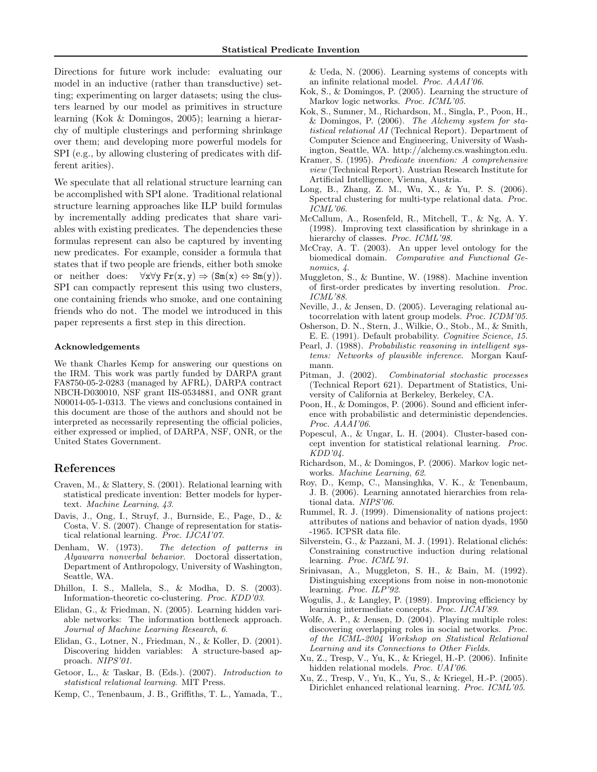Directions for future work include: evaluating our model in an inductive (rather than transductive) setting; experimenting on larger datasets; using the clusters learned by our model as primitives in structure learning (Kok & Domingos, 2005); learning a hierarchy of multiple clusterings and performing shrinkage over them; and developing more powerful models for SPI (e.g., by allowing clustering of predicates with different arities).

We speculate that all relational structure learning can be accomplished with SPI alone. Traditional relational structure learning approaches like ILP build formulas by incrementally adding predicates that share variables with existing predicates. The dependencies these formulas represent can also be captured by inventing new predicates. For example, consider a formula that states that if two people are friends, either both smoke or neither does: $\forall x \forall y \; \mathtt{Fr}(x, y) \Rightarrow (\mathtt{Sm}(x) \Leftrightarrow \mathtt{Sm}(y))$. SPI can compactly represent this using two clusters, one containing friends who smoke, and one containing friends who do not. The model we introduced in this paper represents a first step in this direction.

#### Acknowledgements

We thank Charles Kemp for answering our questions on the IRM. This work was partly funded by DARPA grant FA8750-05-2-0283 (managed by AFRL), DARPA contract NBCH-D030010, NSF grant IIS-0534881, and ONR grant N00014-05-1-0313. The views and conclusions contained in this document are those of the authors and should not be interpreted as necessarily representing the official policies, either expressed or implied, of DARPA, NSF, ONR, or the United States Government.

## References

Craven, M., & Slattery, S. (2001). Relational learning with statistical predicate invention: Better models for hypertext. *Machine Learning*, *43*.

Davis, J., Ong, I., Struyf, J., Burnside, E., Page, D., & Costa, V. S. (2007). Change of representation for statistical relational learning. *Proc. IJCAI'07*.

Denham, W. (1973). *The detection of patterns in Alyawarra nonverbal behavior.* Doctoral dissertation, Department of Anthropology, University of Washington, Seattle, WA.

Dhillon, I. S., Mallela, S., & Modha, D. S. (2003). Information-theoretic co-clustering. *Proc. KDD'03*.

Elidan, G., & Friedman, N. (2005). Learning hidden variable networks: The information bottleneck approach. *Journal of Machine Learning Research*, *6*.

Elidan, G., Lotner, N., Friedman, N., & Koller, D. (2001). Discovering hidden variables: A structure-based approach. *NIPS'01*.

Getoor, L., & Taskar, B. (Eds.). (2007). *Introduction to statistical relational learning*. MIT Press.

Kemp, C., Tenenbaum, J. B., Griffiths, T. L., Yamada, T., & Ueda, N. (2006). Learning systems of concepts with an infinite relational model. *Proc. AAAI'06*.

Kok, S., & Domingos, P. (2005). Learning the structure of Markov logic networks. *Proc. ICML'05.*

Kok, S., Sumner, M., Richardson, M., Singla, P., Poon, H., & Domingos, P. (2006). *The Alchemy system for statistical relational AI* (Technical Report). Department of Computer Science and Engineering, University of Washington, Seattle, WA. http://alchemy.cs.washington.edu.

Kramer, S. (1995). *Predicate invention: A comprehensive view* (Technical Report). Austrian Research Institute for Artificial Intelligence, Vienna, Austria.

Long, B., Zhang, Z. M., Wu, X., & Yu, P. S. (2006). Spectral clustering for multi-type relational data. *Proc. ICML'06*.

McCallum, A., Rosenfeld, R., Mitchell, T., & Ng, A. Y. (1998). Improving text classification by shrinkage in a hierarchy of classes. *Proc. ICML'98*.

McCray, A. T. (2003). An upper level ontology for the biomedical domain. *Comparative and Functional Genomics*, *4*.

Muggleton, S., & Buntine, W. (1988). Machine invention of first-order predicates by inverting resolution. *Proc. ICML'88*.

Neville, J., & Jensen, D. (2005). Leveraging relational autocorrelation with latent group models. *Proc. ICDM'05*.

Osherson, D. N., Stern, J., Wilkie, O., Stob., M., & Smith, E. E. (1991). Default probability. *Cognitive Science*, *15*.

Pearl, J. (1988). *Probabilistic reasoning in intelligent systems: Networks of plausible inference*. Morgan Kaufmann.

Pitman, J. (2002). *Combinatorial stochastic processes* (Technical Report 621). Department of Statistics, University of California at Berkeley, Berkeley, CA.

Poon, H., & Domingos, P. (2006). Sound and efficient inference with probabilistic and deterministic dependencies. *Proc. AAAI'06*.

Popescul, A., & Ungar, L. H. (2004). Cluster-based concept invention for statistical relational learning. *Proc. KDD'04*.

Richardson, M., & Domingos, P. (2006). Markov logic networks. *Machine Learning*, *62*.

Roy, D., Kemp, C., Mansinghka, V. K., & Tenenbaum, J. B. (2006). Learning annotated hierarchies from relational data. *NIPS'06*.

Rummel, R. J. (1999). Dimensionality of nations project: attributes of nations and behavior of nation dyads, 1950 -1965. ICPSR data file.

Silverstein, G., & Pazzani, M. J. (1991). Relational clichés: Constraining constructive induction during relational learning. *Proc. ICML'91*.

Srinivasan, A., Muggleton, S. H., & Bain, M. (1992). Distinguishing exceptions from noise in non-monotonic learning. *Proc. ILP'92*.

Wogulis, J., & Langley, P. (1989). Improving efficiency by learning intermediate concepts. *Proc. IJCAI'89*.

Wolfe, A. P., & Jensen, D. (2004). Playing multiple roles: discovering overlapping roles in social networks. *Proc. of the ICML-2004 Workshop on Statistical Relational Learning and its Connections to Other Fields*.

Xu, Z., Tresp, V., Yu, K., & Kriegel, H.-P. (2006). Infinite hidden relational models. *Proc. UAI'06*.

Xu, Z., Tresp, V., Yu, K., Yu, S., & Kriegel, H.-P. (2005). Dirichlet enhanced relational learning. *Proc. ICML'05*.